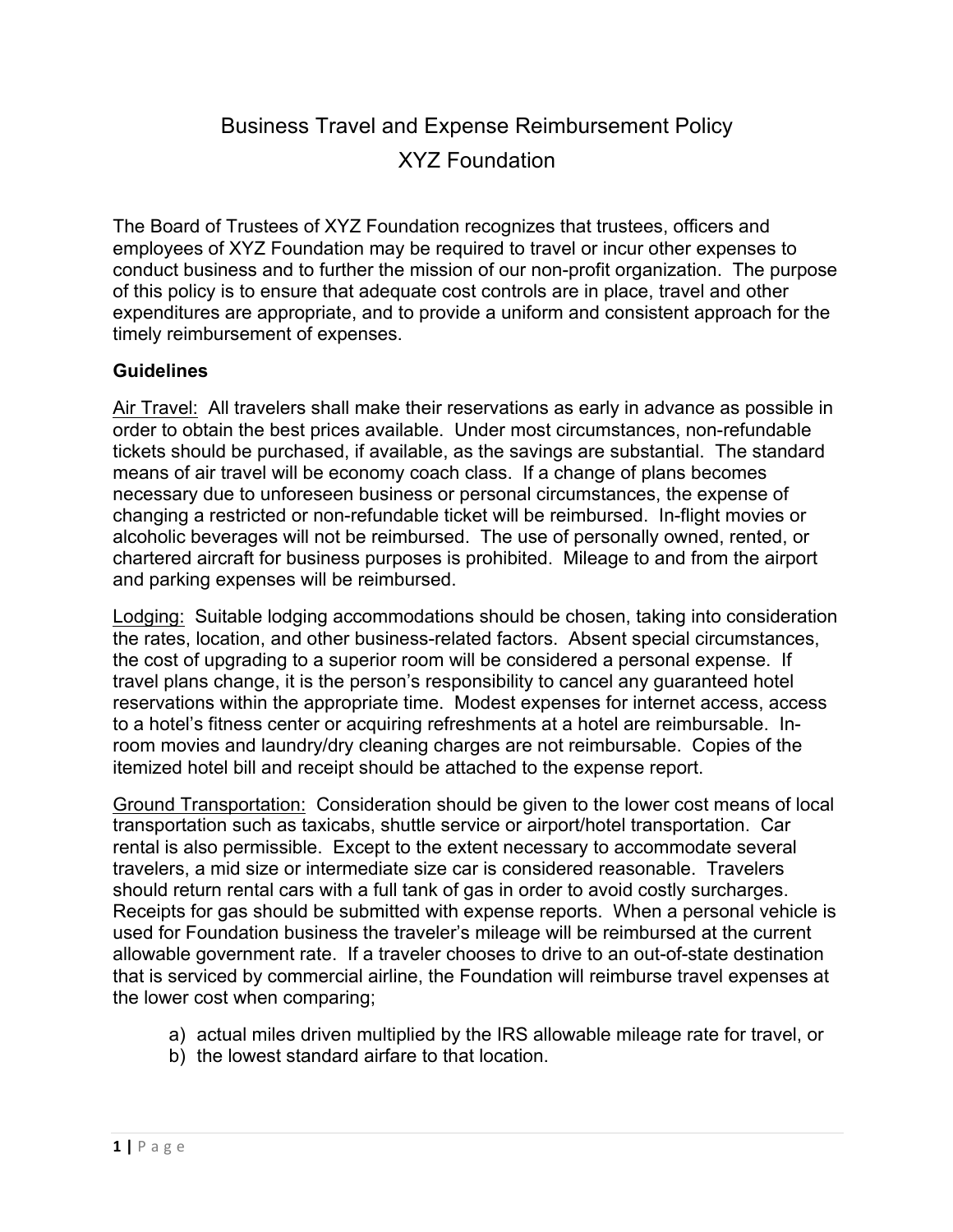# Business Travel and Expense Reimbursement Policy
# XYZ Foundation

The Board of Trustees of XYZ Foundation recognizes that trustees, officers and employees of XYZ Foundation may be required to travel or incur other expenses to conduct business and to further the mission of our non-profit organization. The purpose of this policy is to ensure that adequate cost controls are in place, travel and other expenditures are appropriate, and to provide a uniform and consistent approach for the timely reimbursement of expenses.

## Guidelines

Air Travel: All travelers shall make their reservations as early in advance as possible in order to obtain the best prices available. Under most circumstances, non-refundable tickets should be purchased, if available, as the savings are substantial. The standard means of air travel will be economy coach class. If a change of plans becomes necessary due to unforeseen business or personal circumstances, the expense of changing a restricted or non-refundable ticket will be reimbursed. In-flight movies or alcoholic beverages will not be reimbursed. The use of personally owned, rented, or chartered aircraft for business purposes is prohibited. Mileage to and from the airport and parking expenses will be reimbursed.

Lodging: Suitable lodging accommodations should be chosen, taking into consideration the rates, location, and other business-related factors. Absent special circumstances, the cost of upgrading to a superior room will be considered a personal expense. If travel plans change, it is the person's responsibility to cancel any guaranteed hotel reservations within the appropriate time. Modest expenses for internet access, access to a hotel's fitness center or acquiring refreshments at a hotel are reimbursable. In-room movies and laundry/dry cleaning charges are not reimbursable. Copies of the itemized hotel bill and receipt should be attached to the expense report.

Ground Transportation: Consideration should be given to the lower cost means of local transportation such as taxicabs, shuttle service or airport/hotel transportation. Car rental is also permissible. Except to the extent necessary to accommodate several travelers, a mid size or intermediate size car is considered reasonable. Travelers should return rental cars with a full tank of gas in order to avoid costly surcharges. Receipts for gas should be submitted with expense reports. When a personal vehicle is used for Foundation business the traveler's mileage will be reimbursed at the current allowable government rate. If a traveler chooses to drive to an out-of-state destination that is serviced by commercial airline, the Foundation will reimburse travel expenses at the lower cost when comparing;

a) actual miles driven multiplied by the IRS allowable mileage rate for travel, or
b) the lowest standard airfare to that location.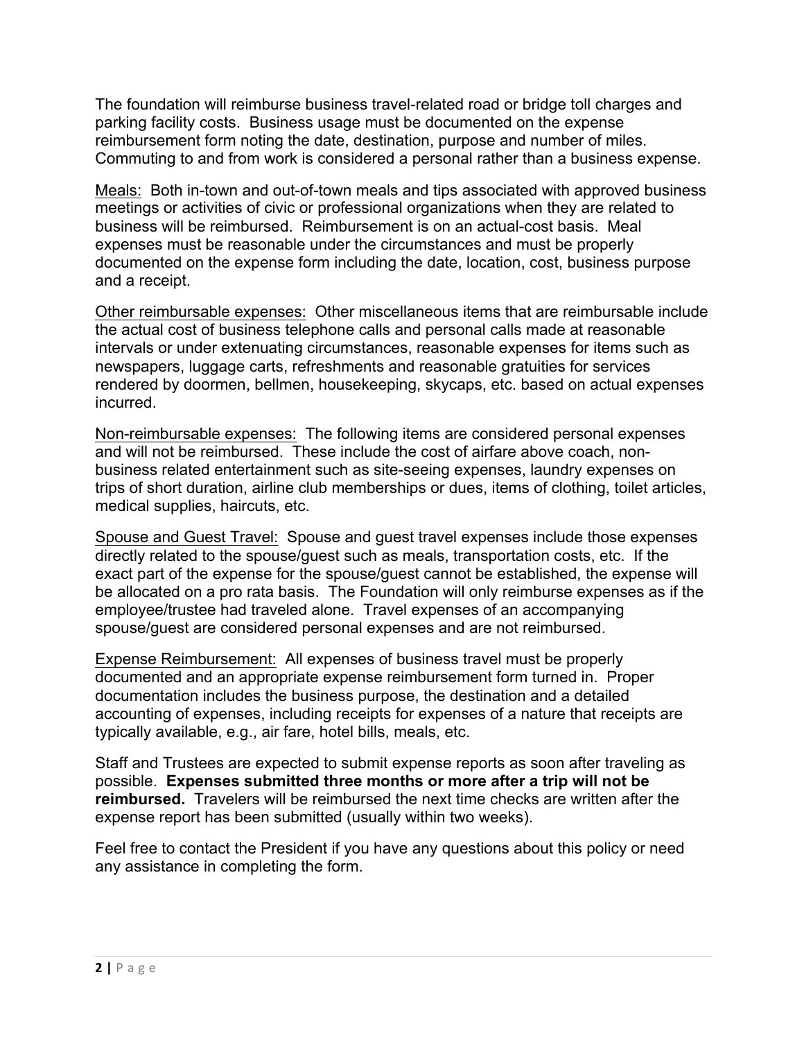The foundation will reimburse business travel-related road or bridge toll charges and parking facility costs. Business usage must be documented on the expense reimbursement form noting the date, destination, purpose and number of miles. Commuting to and from work is considered a personal rather than a business expense.

Meals: Both in-town and out-of-town meals and tips associated with approved business meetings or activities of civic or professional organizations when they are related to business will be reimbursed. Reimbursement is on an actual-cost basis. Meal expenses must be reasonable under the circumstances and must be properly documented on the expense form including the date, location, cost, business purpose and a receipt.

Other reimbursable expenses: Other miscellaneous items that are reimbursable include the actual cost of business telephone calls and personal calls made at reasonable intervals or under extenuating circumstances, reasonable expenses for items such as newspapers, luggage carts, refreshments and reasonable gratuities for services rendered by doormen, bellmen, housekeeping, skycaps, etc. based on actual expenses incurred.

Non-reimbursable expenses: The following items are considered personal expenses and will not be reimbursed. These include the cost of airfare above coach, non-business related entertainment such as site-seeing expenses, laundry expenses on trips of short duration, airline club memberships or dues, items of clothing, toilet articles, medical supplies, haircuts, etc.

Spouse and Guest Travel: Spouse and guest travel expenses include those expenses directly related to the spouse/guest such as meals, transportation costs, etc. If the exact part of the expense for the spouse/guest cannot be established, the expense will be allocated on a pro rata basis. The Foundation will only reimburse expenses as if the employee/trustee had traveled alone. Travel expenses of an accompanying spouse/guest are considered personal expenses and are not reimbursed.

Expense Reimbursement: All expenses of business travel must be properly documented and an appropriate expense reimbursement form turned in. Proper documentation includes the business purpose, the destination and a detailed accounting of expenses, including receipts for expenses of a nature that receipts are typically available, e.g., air fare, hotel bills, meals, etc.

Staff and Trustees are expected to submit expense reports as soon after traveling as possible. **Expenses submitted three months or more after a trip will not be reimbursed.** Travelers will be reimbursed the next time checks are written after the expense report has been submitted (usually within two weeks).

Feel free to contact the President if you have any questions about this policy or need any assistance in completing the form.